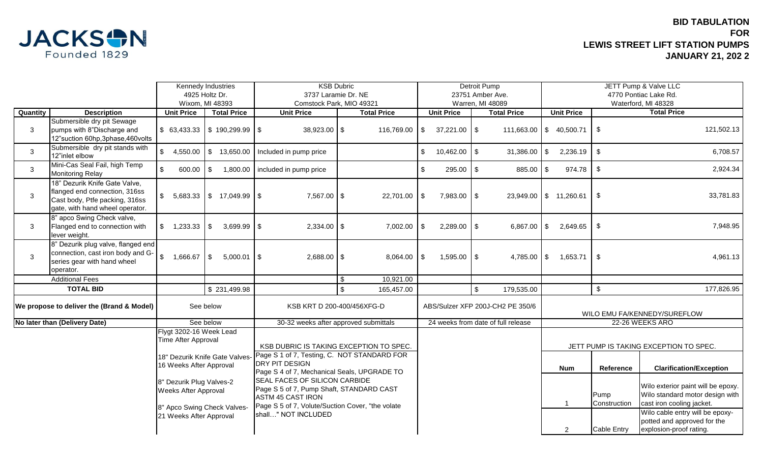JACKSON Founded 1829

# BID TABULATION FOR LEWIS STREET LIFT STATION PUMPS JANUARY 21, 202 2

| Quantity | Description | Kennedy Industries 4925 Holtz Dr. Wixom, MI 48393 Unit Price | Total Price | KSB Dubric 3737 Laramie Dr. NE Comstock Park, MIO 49321 Unit Price | Total Price | Detroit Pump 23751 Amber Ave. Warren, MI 48089 Unit Price | Total Price | JETT Pump & Valve LLC 4770 Pontiac Lake Rd. Waterford, MI 48328 Unit Price | Total Price |
|---|---|---|---|---|---|---|---|---|---|
| 3 | Submersible dry pit Sewage pumps with 8"Discharge and 12"suction 60hp,3phase,460volts | $ 63,433.33 | $ 190,299.99 | $ 38,923.00 | $ 116,769.00 | $ 37,221.00 | $ 111,663.00 | $ 40,500.71 | $ 121,502.13 |
| 3 | Submersible dry pit stands with 12"inlet elbow | $ 4,550.00 | $ 13,650.00 | Included in pump price | | $ 10,462.00 | $ 31,386.00 | $ 2,236.19 | $ 6,708.57 |
| 3 | Mini-Cas Seal Fail, high Temp Monitoring Relay | $ 600.00 | $ 1,800.00 | included in pump price | | $ 295.00 | $ 885.00 | $ 974.78 | $ 2,924.34 |
| 3 | 18" Dezurik Knife Gate Valve, flanged end connection, 316ss Cast body, Ptfe packing, 316ss gate, with hand wheel operator. | $ 5,683.33 | $ 17,049.99 | $ 7,567.00 | $ 22,701.00 | $ 7,983.00 | $ 23,949.00 | $ 11,260.61 | $ 33,781.83 |
| 3 | 8" apco Swing Check valve, Flanged end to connection with lever weight. | $ 1,233.33 | $ 3,699.99 | $ 2,334.00 | $ 7,002.00 | $ 2,289.00 | $ 6,867.00 | $ 2,649.65 | $ 7,948.95 |
| 3 | 8" Dezurik plug valve, flanged end connection, cast iron body and G-series gear with hand wheel operator. | $ 1,666.67 | $ 5,000.01 | $ 2,688.00 | $ 8,064.00 | $ 1,595.00 | $ 4,785.00 | $ 1,653.71 | $ 4,961.13 |
| | Additional Fees | | | | $ 10,921.00 | | | | |
| | TOTAL BID | | $ 231,499.98 | | $ 165,457.00 | | $ 179,535.00 | | $ 177,826.95 |
| We propose to deliver the (Brand & Model) | | See below | | KSB KRT D 200-400/456XFG-D | | ABS/Sulzer XFP 200J-CH2 PE 350/6 | | WILO EMU FA/KENNEDY/SUREFLOW | |
| No later than (Delivery Date) | | See below | | 30-32 weeks after approved submittals | | 24 weeks from date of full release | | 22-26 WEEKS ARO | |

**Kennedy Industries:**

Flygt 3202-16 Week Lead Time After Approval

18" Dezurik Knife Gate Valves-16 Weeks After Approval

8" Dezurik Plug Valves-2 Weeks After Approval

8" Apco Swing Check Valves-21 Weeks After Approval

**KSB Dubric:**

KSB DUBRIC IS TAKING EXCEPTION TO SPEC.

Page S 1 of 7, Testing, C. NOT STANDARD FOR DRY PIT DESIGN

Page S 4 of 7, Mechanical Seals, UPGRADE TO SEAL FACES OF SILICON CARBIDE

Page S 5 of 7, Pump Shaft, STANDARD CAST ASTM 45 CAST IRON

Page S 5 of 7, Volute/Suction Cover, "the volate shall…" NOT INCLUDED

**JETT Pump & Valve LLC:**

JETT PUMP IS TAKING EXCEPTION TO SPEC.

| Num | Reference | Clarification/Exception |
|---|---|---|
| 1 | Pump Construction | Wilo exterior paint will be epoxy. Wilo standard motor design with cast iron cooling jacket. |
| 2 | Cable Entry | Wilo cable entry will be epoxy-potted and approved for the explosion-proof rating. |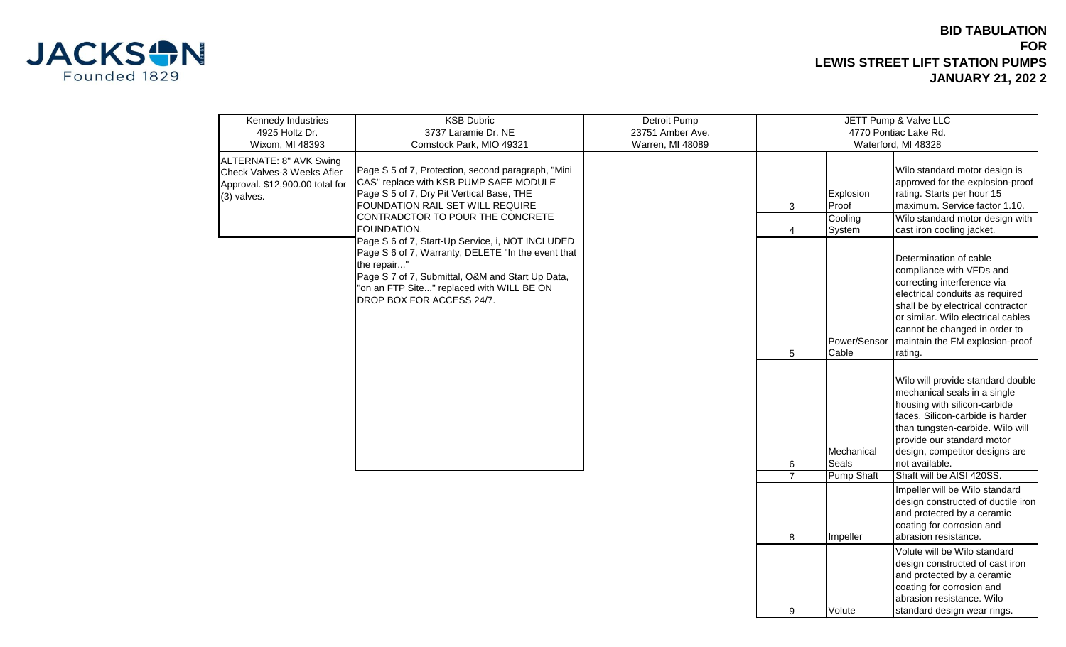JACKSON
Founded 1829

**BID TABULATION**
**FOR**
**LEWIS STREET LIFT STATION PUMPS**
**JANUARY 21, 202 2**

| Kennedy Industries<br>4925 Holtz Dr.<br>Wixom, MI 48393 | KSB Dubric<br>3737 Laramie Dr. NE<br>Comstock Park, MIO 49321 | Detroit Pump<br>23751 Amber Ave.<br>Warren, MI 48089 | JETT Pump & Valve LLC<br>4770 Pontiac Lake Rd.<br>Waterford, MI 48328 | | |
|---|---|---|---|---|---|
| ALTERNATE: 8" AVK Swing Check Valves-3 Weeks Afler Approval. $12,900.00 total for (3) valves. | Page S 5 of 7, Protection, second paragraph, "Mini CAS" replace with KSB PUMP SAFE MODULE<br>Page S 5 of 7, Dry Pit Vertical Base, THE FOUNDATION RAIL SET WILL REQUIRE CONTRADCTOR TO POUR THE CONCRETE FOUNDATION.<br>Page S 6 of 7, Start-Up Service, i, NOT INCLUDED<br>Page S 6 of 7, Warranty, DELETE "In the event that the repair..."<br>Page S 7 of 7, Submittal, O&M and Start Up Data, "on an FTP Site..." replaced with WILL BE ON DROP BOX FOR ACCESS 24/7. | | 3 | Explosion Proof | Wilo standard motor design is approved for the explosion-proof rating. Starts per hour 15 maximum. Service factor 1.10. |
| | | | 4 | Cooling System | Wilo standard motor design with cast iron cooling jacket. |
| | | | 5 | Power/Sensor Cable | Determination of cable compliance with VFDs and correcting interference via electrical conduits as required shall be by electrical contractor or similar. Wilo electrical cables cannot be changed in order to maintain the FM explosion-proof rating. |
| | | | 6 | Mechanical Seals | Wilo will provide standard double mechanical seals in a single housing with silicon-carbide faces. Silicon-carbide is harder than tungsten-carbide. Wilo will provide our standard motor design, competitor designs are not available. |
| | | | 7 | Pump Shaft | Shaft will be AISI 420SS. |
| | | | 8 | Impeller | Impeller will be Wilo standard design constructed of ductile iron and protected by a ceramic coating for corrosion and abrasion resistance. |
| | | | 9 | Volute | Volute will be Wilo standard design constructed of cast iron and protected by a ceramic coating for corrosion and abrasion resistance. Wilo standard design wear rings. |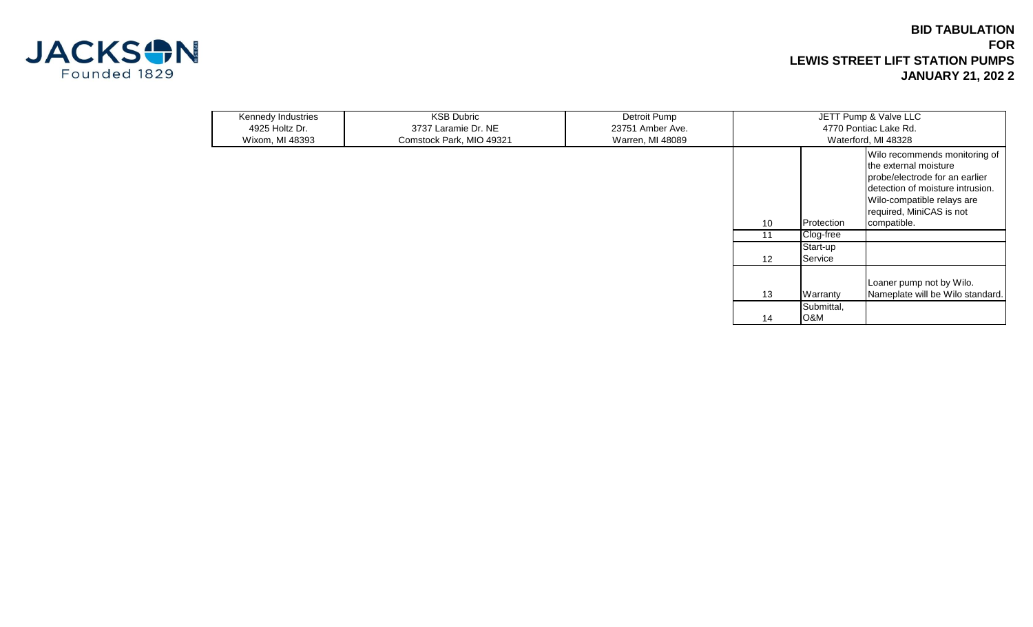# BID TABULATION FOR LEWIS STREET LIFT STATION PUMPS JANUARY 21, 202 2

| Kennedy Industries<br>4925 Holtz Dr.<br>Wixom, MI 48393 | KSB Dubric<br>3737 Laramie Dr. NE<br>Comstock Park, MIO 49321 | Detroit Pump<br>23751 Amber Ave.<br>Warren, MI 48089 | JETT Pump & Valve LLC<br>4770 Pontiac Lake Rd.<br>Waterford, MI 48328 | | |
|---|---|---|---|---|---|
| | | | 10 | Protection | Wilo recommends monitoring of the external moisture probe/electrode for an earlier detection of moisture intrusion. Wilo-compatible relays are required, MiniCAS is not compatible. |
| | | | 11 | Clog-free | |
| | | | 12 | Start-up Service | |
| | | | 13 | Warranty | Loaner pump not by Wilo. Nameplate will be Wilo standard. |
| | | | 14 | Submittal, O&M | |